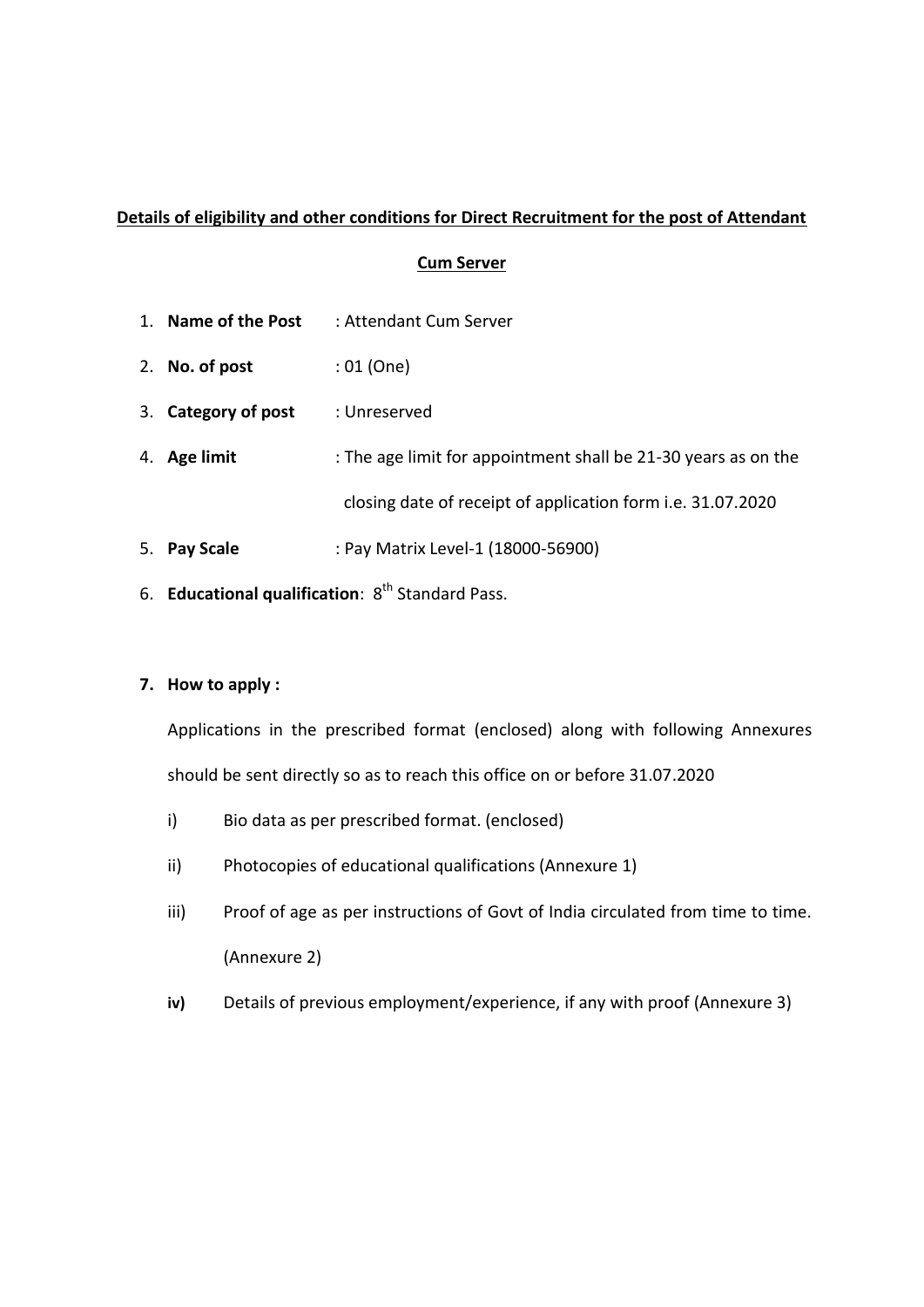## Details of eligibility and other conditions for Direct Recruitment for the post of Attendant Cum Server

1. **Name of the Post** : Attendant Cum Server
2. **No. of post** : 01 (One)
3. **Category of post** : Unreserved
4. **Age limit** : The age limit for appointment shall be 21-30 years as on the closing date of receipt of application form i.e. 31.07.2020
5. **Pay Scale** : Pay Matrix Level-1 (18000-56900)
6. **Educational qualification**: 8th Standard Pass.

7. **How to apply :**

   Applications in the prescribed format (enclosed) along with following Annexures should be sent directly so as to reach this office on or before 31.07.2020

   i) Bio data as per prescribed format. (enclosed)

   ii) Photocopies of educational qualifications (Annexure 1)

   iii) Proof of age as per instructions of Govt of India circulated from time to time. (Annexure 2)

   **iv)** Details of previous employment/experience, if any with proof (Annexure 3)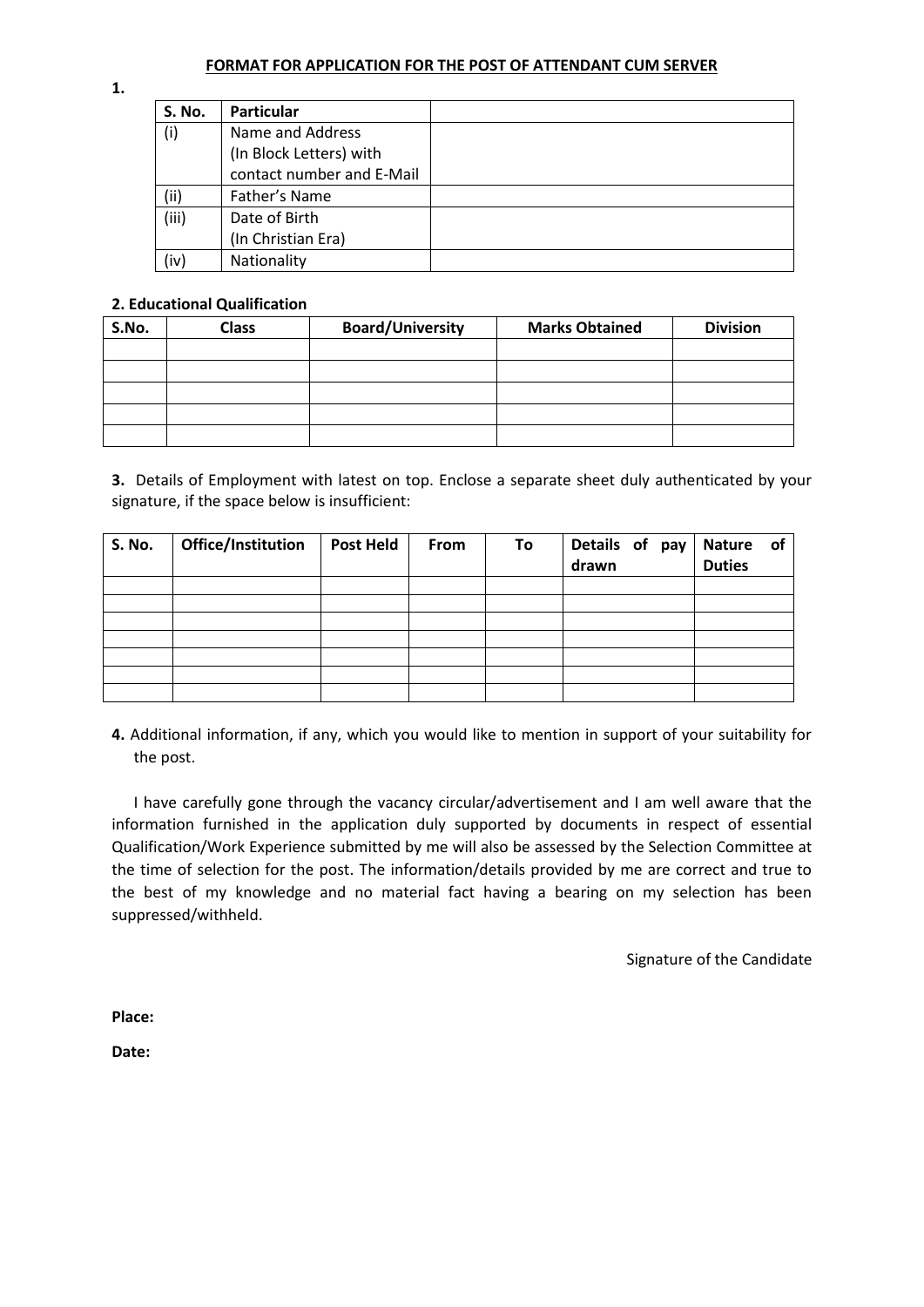**FORMAT FOR APPLICATION FOR THE POST OF ATTENDANT CUM SERVER**

**1.**

| S. No. | Particular | |
|---|---|---|
| (i) | Name and Address (In Block Letters) with contact number and E-Mail | |
| (ii) | Father's Name | |
| (iii) | Date of Birth (In Christian Era) | |
| (iv) | Nationality | |

**2. Educational Qualification**

| S.No. | Class | Board/University | Marks Obtained | Division |
|---|---|---|---|---|
| | | | | |
| | | | | |
| | | | | |
| | | | | |
| | | | | |

**3.** Details of Employment with latest on top. Enclose a separate sheet duly authenticated by your signature, if the space below is insufficient:

| S. No. | Office/Institution | Post Held | From | To | Details of pay drawn | Nature of Duties |
|---|---|---|---|---|---|---|
| | | | | | | |
| | | | | | | |
| | | | | | | |
| | | | | | | |
| | | | | | | |
| | | | | | | |
| | | | | | | |

**4.** Additional information, if any, which you would like to mention in support of your suitability for the post.

I have carefully gone through the vacancy circular/advertisement and I am well aware that the information furnished in the application duly supported by documents in respect of essential Qualification/Work Experience submitted by me will also be assessed by the Selection Committee at the time of selection for the post. The information/details provided by me are correct and true to the best of my knowledge and no material fact having a bearing on my selection has been suppressed/withheld.

Signature of the Candidate

**Place:**

**Date:**